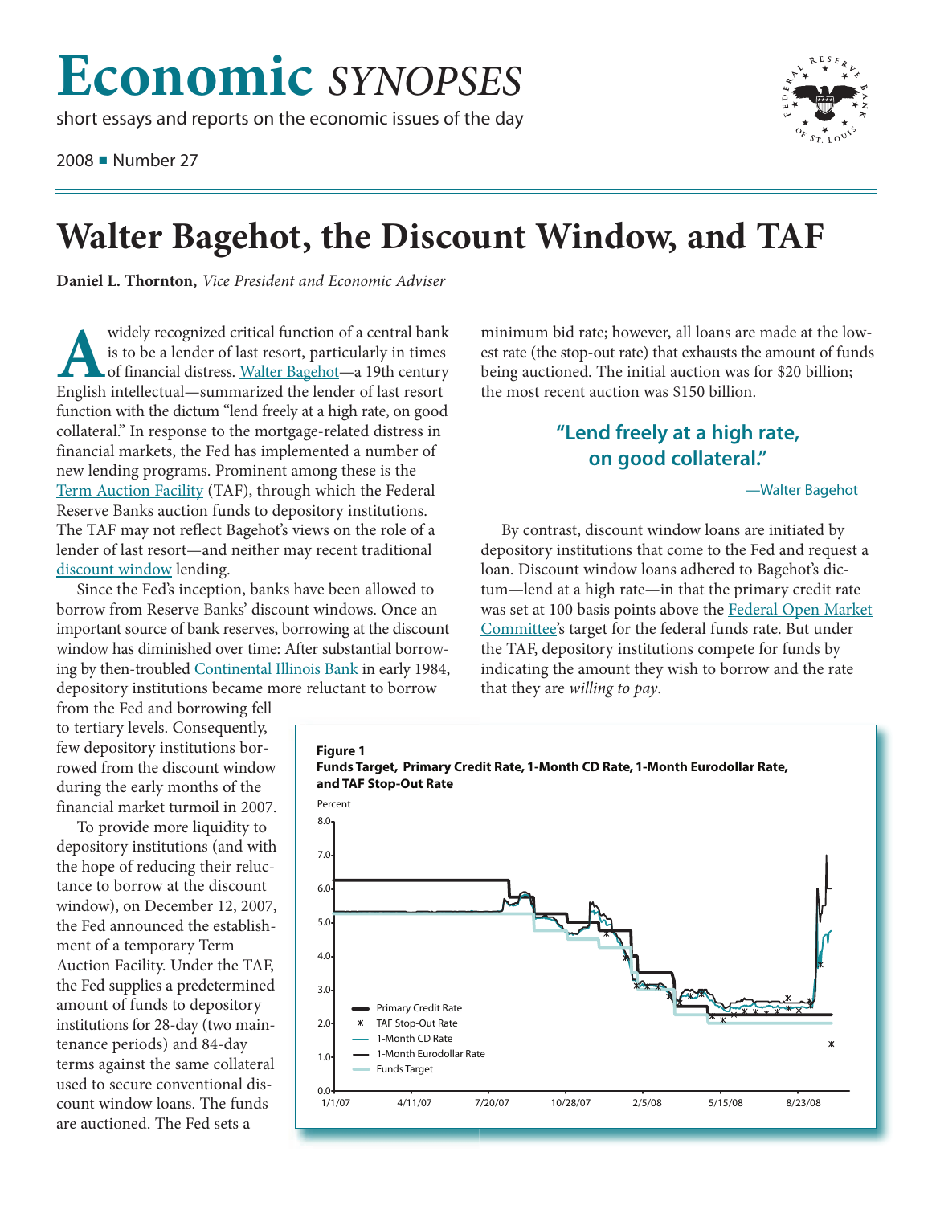# Economic *SYNOPSES*

short essays and reports on the economic issues of the day

2008 ■ Number 27

# Walter Bagehot, the Discount Window, and TAF

**Daniel L. Thornton,** *Vice President and Economic Adviser*

A widely recognized critical function of a central bank is to be a lender of last resort, particularly in times of financial distress. Walter Bagehot—a 19th century English intellectual—summarized the lender of last resort function with the dictum "lend freely at a high rate, on good collateral." In response to the mortgage-related distress in financial markets, the Fed has implemented a number of new lending programs. Prominent among these is the Term Auction Facility (TAF), through which the Federal Reserve Banks auction funds to depository institutions. The TAF may not reflect Bagehot's views on the role of a lender of last resort—and neither may recent traditional discount window lending.

Since the Fed's inception, banks have been allowed to borrow from Reserve Banks' discount windows. Once an important source of bank reserves, borrowing at the discount window has diminished over time: After substantial borrowing by then-troubled Continental Illinois Bank in early 1984, depository institutions became more reluctant to borrow from the Fed and borrowing fell to tertiary levels. Consequently, few depository institutions borrowed from the discount window during the early months of the financial market turmoil in 2007.

To provide more liquidity to depository institutions (and with the hope of reducing their reluctance to borrow at the discount window), on December 12, 2007, the Fed announced the establishment of a temporary Term Auction Facility. Under the TAF, the Fed supplies a predetermined amount of funds to depository institutions for 28-day (two maintenance periods) and 84-day terms against the same collateral used to secure conventional discount window loans. The funds are auctioned. The Fed sets a minimum bid rate; however, all loans are made at the lowest rate (the stop-out rate) that exhausts the amount of funds being auctioned. The initial auction was for $20 billion; the most recent auction was $150 billion.

> **"Lend freely at a high rate, on good collateral."**
>
> —Walter Bagehot

By contrast, discount window loans are initiated by depository institutions that come to the Fed and request a loan. Discount window loans adhered to Bagehot's dictum—lend at a high rate—in that the primary credit rate was set at 100 basis points above the Federal Open Market Committee's target for the federal funds rate. But under the TAF, depository institutions compete for funds by indicating the amount they wish to borrow and the rate that they are *willing to pay*.

**Figure 1**
**Funds Target, Primary Credit Rate, 1-Month CD Rate, 1-Month Eurodollar Rate, and TAF Stop-Out Rate**

[Line chart: Percent (0.0–8.0) from 1/1/07 to 8/23/08; series: Primary Credit Rate, TAF Stop-Out Rate, 1-Month CD Rate, 1-Month Eurodollar Rate, Funds Target]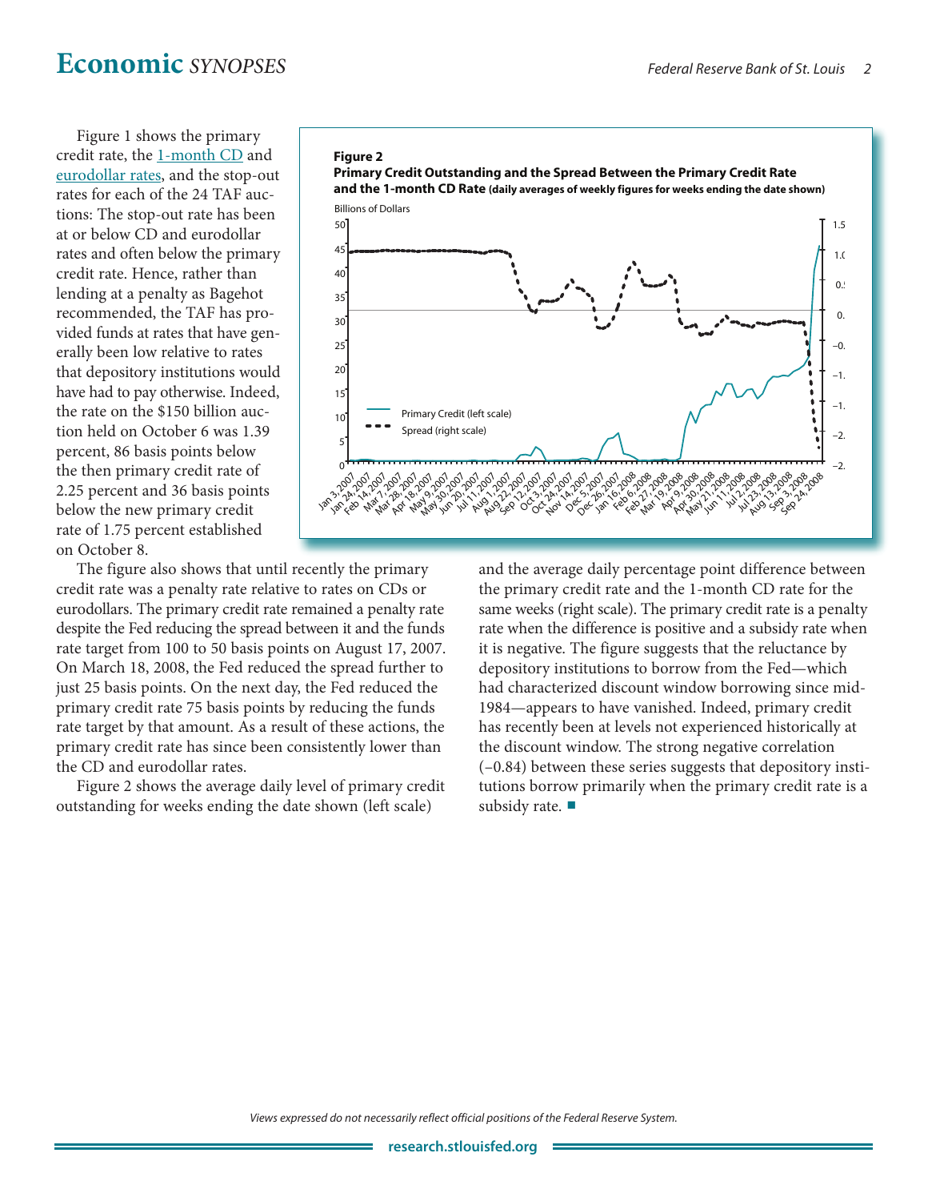Figure 1 shows the primary credit rate, the 1-month CD and eurodollar rates, and the stop-out rates for each of the 24 TAF auctions: The stop-out rate has been at or below CD and eurodollar rates and often below the primary credit rate. Hence, rather than lending at a penalty as Bagehot recommended, the TAF has provided funds at rates that have generally been low relative to rates that depository institutions would have had to pay otherwise. Indeed, the rate on the $150 billion auction held on October 6 was 1.39 percent, 86 basis points below the then primary credit rate of 2.25 percent and 36 basis points below the new primary credit rate of 1.75 percent established on October 8.

**Figure 2**

**Primary Credit Outstanding and the Spread Between the Primary Credit Rate and the 1-month CD Rate (daily averages of weekly figures for weeks ending the date shown)**

Billions of Dollars

50
45
40
35
30
25
20
15
10
5
0

1.5
1.0
0.5
0.
−0.
−1.
−1.
−2.
−2.

Primary Credit (left scale)
Spread (right scale)

Jan 3, 2007
Jan 24, 2007
Feb 14, 2007
Mar 7, 2007
Mar 28, 2007
Apr 18, 2007
May 9, 2007
May 30, 2007
Jun 20, 2007
Jul 11, 2007
Aug 1, 2007
Aug 22, 2007
Sep 12, 2007
Oct 3, 2007
Oct 24, 2007
Nov 14, 2007
Dec 5, 2007
Dec 26, 2007
Jan 16, 2008
Feb 6, 2008
Feb 27, 2008
Mar 19, 2008
Apr 9, 2008
Apr 30, 2008
May 21, 2008
Jun 11, 2008
Jul 2, 2008
Jul 23, 2008
Aug 13, 2008
Sep 3, 2008
Sep 24, 2008

The figure also shows that until recently the primary credit rate was a penalty rate relative to rates on CDs or eurodollars. The primary credit rate remained a penalty rate despite the Fed reducing the spread between it and the funds rate target from 100 to 50 basis points on August 17, 2007. On March 18, 2008, the Fed reduced the spread further to just 25 basis points. On the next day, the Fed reduced the primary credit rate 75 basis points by reducing the funds rate target by that amount. As a result of these actions, the primary credit rate has since been consistently lower than the CD and eurodollar rates.

Figure 2 shows the average daily level of primary credit outstanding for weeks ending the date shown (left scale) and the average daily percentage point difference between the primary credit rate and the 1-month CD rate for the same weeks (right scale). The primary credit rate is a penalty rate when the difference is positive and a subsidy rate when it is negative. The figure suggests that the reluctance by depository institutions to borrow from the Fed—which had characterized discount window borrowing since mid-1984—appears to have vanished. Indeed, primary credit has recently been at levels not experienced historically at the discount window. The strong negative correlation (–0.84) between these series suggests that depository institutions borrow primarily when the primary credit rate is a subsidy rate. ■

*Views expressed do not necessarily reflect official positions of the Federal Reserve System.*